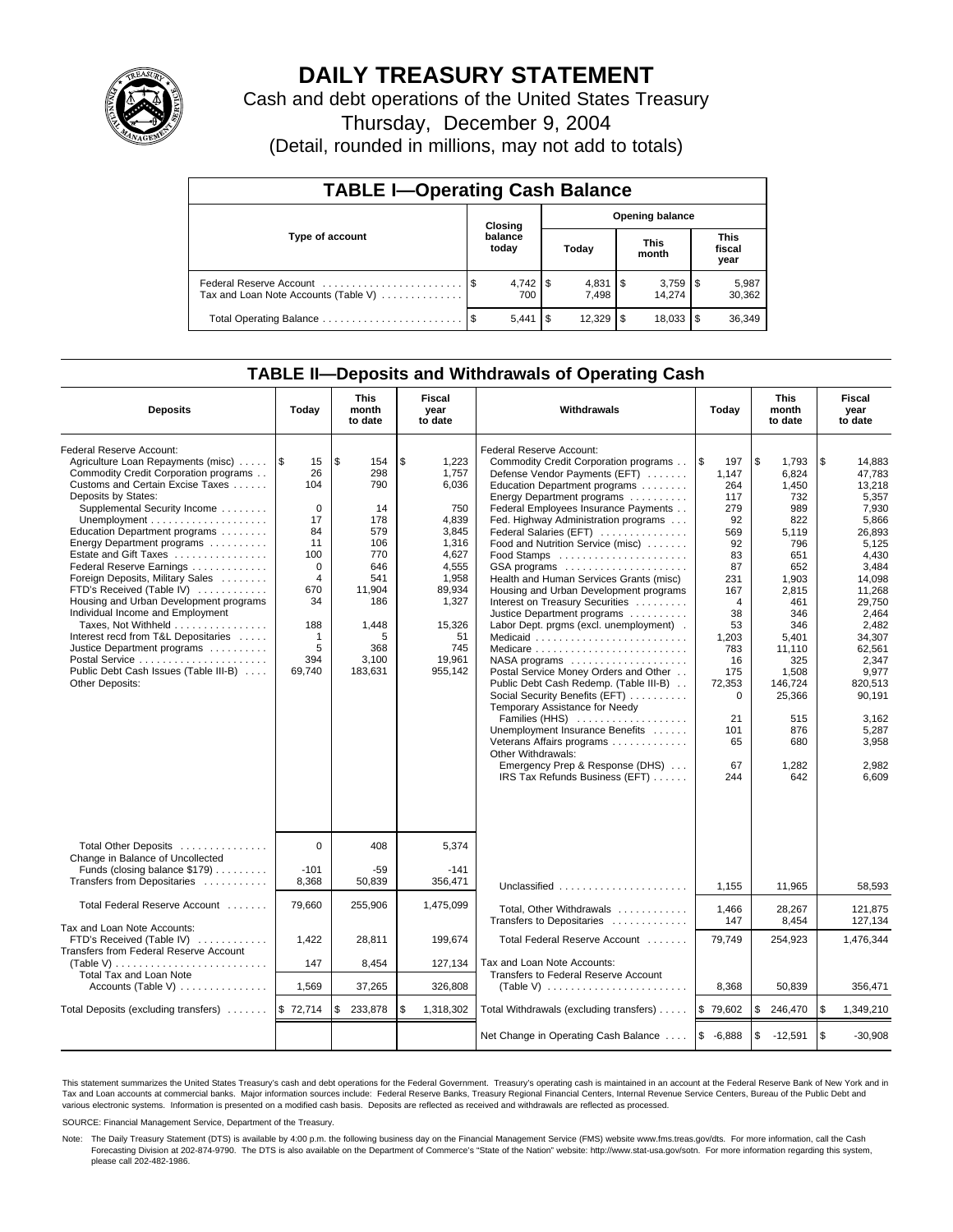# DAILY TREASURY STATEMENT

Cash and debt operations of the United States Treasury

Thursday, December 9, 2004

(Detail, rounded in millions, may not add to totals)

## TABLE I—Operating Cash Balance

| Type of account | Closing balance today | Opening balance Today | Opening balance This month | Opening balance This fiscal year |
|---|---|---|---|---|
| Federal Reserve Account | $ 4,742 | $ 4,831 | $ 3,759 | $ 5,987 |
| Tax and Loan Note Accounts (Table V) | 700 | 7,498 | 14,274 | 30,362 |
| Total Operating Balance | $ 5,441 | $ 12,329 | $ 18,033 | $ 36,349 |

## TABLE II—Deposits and Withdrawals of Operating Cash

| Deposits | Today | This month to date | Fiscal year to date | Withdrawals | Today | This month to date | Fiscal year to date |
|---|---|---|---|---|---|---|---|
| Federal Reserve Account: | | | | Federal Reserve Account: | | | |
| Agriculture Loan Repayments (misc) | $ 15 | $ 154 | $ 1,223 | Commodity Credit Corporation programs | $ 197 | $ 1,793 | $ 14,883 |
| Commodity Credit Corporation programs | 26 | 298 | 1,757 | Defense Vendor Payments (EFT) | 1,147 | 6,824 | 47,783 |
| Customs and Certain Excise Taxes | 104 | 790 | 6,036 | Education Department programs | 264 | 1,450 | 13,218 |
| Deposits by States: | | | | Energy Department programs | 117 | 732 | 5,357 |
| Supplemental Security Income | 0 | 14 | 750 | Federal Employees Insurance Payments | 279 | 989 | 7,930 |
| Unemployment | 17 | 178 | 4,839 | Fed. Highway Administration programs | 92 | 822 | 5,866 |
| Education Department programs | 84 | 579 | 3,845 | Federal Salaries (EFT) | 569 | 5,119 | 26,893 |
| Energy Department programs | 11 | 106 | 1,316 | Food and Nutrition Service (misc) | 92 | 796 | 5,125 |
| Estate and Gift Taxes | 100 | 770 | 4,627 | Food Stamps | 83 | 651 | 4,430 |
| Federal Reserve Earnings | 0 | 646 | 4,555 | GSA programs | 87 | 652 | 3,484 |
| Foreign Deposits, Military Sales | 4 | 541 | 1,958 | Health and Human Services Grants (misc) | 231 | 1,903 | 14,098 |
| FTD's Received (Table IV) | 670 | 11,904 | 89,934 | Housing and Urban Development programs | 167 | 2,815 | 11,268 |
| Housing and Urban Development programs | 34 | 186 | 1,327 | Interest on Treasury Securities | 4 | 461 | 29,750 |
| Individual Income and Employment | | | | Justice Department programs | 38 | 346 | 2,464 |
| Taxes, Not Withheld | 188 | 1,448 | 15,326 | Labor Dept. prgms (excl. unemployment) | 53 | 346 | 2,482 |
| Interest recd from T&L Depositaries | 1 | 5 | 51 | Medicaid | 1,203 | 5,401 | 34,307 |
| Justice Department programs | 5 | 368 | 745 | Medicare | 783 | 11,110 | 62,561 |
| Postal Service | 394 | 3,100 | 19,961 | NASA programs | 16 | 325 | 2,347 |
| Public Debt Cash Issues (Table III-B) | 69,740 | 183,631 | 955,142 | Postal Service Money Orders and Other | 175 | 1,508 | 9,977 |
| Other Deposits: | | | | Public Debt Cash Redemp. (Table III-B) | 72,353 | 146,724 | 820,513 |
| | | | | Social Security Benefits (EFT) | 0 | 25,366 | 90,191 |
| | | | | Temporary Assistance for Needy | | | |
| | | | | Families (HHS) | 21 | 515 | 3,162 |
| | | | | Unemployment Insurance Benefits | 101 | 876 | 5,287 |
| | | | | Veterans Affairs programs | 65 | 680 | 3,958 |
| | | | | Other Withdrawals: | | | |
| | | | | Emergency Prep & Response (DHS) | 67 | 1,282 | 2,982 |
| | | | | IRS Tax Refunds Business (EFT) | 244 | 642 | 6,609 |
| Total Other Deposits | 0 | 408 | 5,374 | | | | |
| Change in Balance of Uncollected | | | | | | | |
| Funds (closing balance $179) | -101 | -59 | -141 | | | | |
| Transfers from Depositaries | 8,368 | 50,839 | 356,471 | Unclassified | 1,155 | 11,965 | 58,593 |
| Total Federal Reserve Account | 79,660 | 255,906 | 1,475,099 | Total, Other Withdrawals | 1,466 | 28,267 | 121,875 |
| | | | | Transfers to Depositaries | 147 | 8,454 | 127,134 |
| Tax and Loan Note Accounts: | | | | | | | |
| FTD's Received (Table IV) | 1,422 | 28,811 | 199,674 | Total Federal Reserve Account | 79,749 | 254,923 | 1,476,344 |
| Transfers from Federal Reserve Account | | | | | | | |
| (Table V) | 147 | 8,454 | 127,134 | Tax and Loan Note Accounts: | | | |
| Total Tax and Loan Note | | | | Transfers to Federal Reserve Account | | | |
| Accounts (Table V) | 1,569 | 37,265 | 326,808 | (Table V) | 8,368 | 50,839 | 356,471 |
| Total Deposits (excluding transfers) | $ 72,714 | $ 233,878 | $ 1,318,302 | Total Withdrawals (excluding transfers) | $ 79,602 | $ 246,470 | $ 1,349,210 |
| | | | | Net Change in Operating Cash Balance | $ -6,888 | $ -12,591 | $ -30,908 |

This statement summarizes the United States Treasury's cash and debt operations for the Federal Government. Treasury's operating cash is maintained in an account at the Federal Reserve Bank of New York and in Tax and Loan accounts at commercial banks. Major information sources include: Federal Reserve Banks, Treasury Regional Financial Centers, Internal Revenue Service Centers, Bureau of the Public Debt and various electronic systems. Information is presented on a modified cash basis. Deposits are reflected as received and withdrawals are reflected as processed.

SOURCE: Financial Management Service, Department of the Treasury.

Note: The Daily Treasury Statement (DTS) is available by 4:00 p.m. the following business day on the Financial Management Service (FMS) website www.fms.treas.gov/dts. For more information, call the Cash Forecasting Division at 202-874-9790. The DTS is also available on the Department of Commerce's "State of the Nation" website: http://www.stat-usa.gov/sotn. For more information regarding this system, please call 202-482-1986.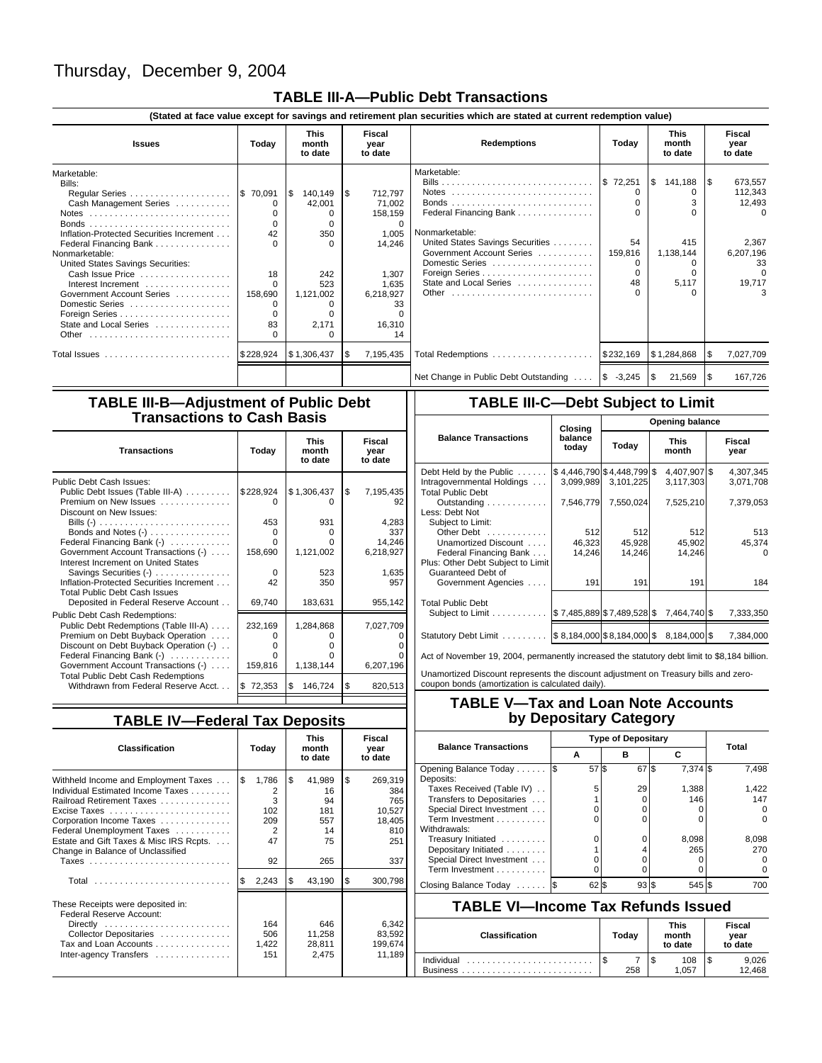# Thursday, December 9, 2004

## TABLE III-A—Public Debt Transactions

(Stated at face value except for savings and retirement plan securities which are stated at current redemption value)

| Issues | Today | This month to date | Fiscal year to date |
|---|---|---|---|
| Marketable: | | | |
| Bills: | | | |
| Regular Series | $ 70,091 | $ 140,149 | $ 712,797 |
| Cash Management Series | 0 | 42,001 | 71,002 |
| Notes | 0 | 0 | 158,159 |
| Bonds | 0 | 0 | 0 |
| Inflation-Protected Securities Increment | 42 | 350 | 1,005 |
| Federal Financing Bank | 0 | 0 | 14,246 |
| Nonmarketable: | | | |
| United States Savings Securities: | | | |
| Cash Issue Price | 18 | 242 | 1,307 |
| Interest Increment | 0 | 523 | 1,635 |
| Government Account Series | 158,690 | 1,121,002 | 6,218,927 |
| Domestic Series | 0 | 0 | 33 |
| Foreign Series | 0 | 0 | 0 |
| State and Local Series | 83 | 2,171 | 16,310 |
| Other | 0 | 0 | 14 |
| Total Issues | $228,924 | $1,306,437 | $ 7,195,435 |

| Redemptions | Today | This month to date | Fiscal year to date |
|---|---|---|---|
| Marketable: | | | |
| Bills | $ 72,251 | $ 141,188 | $ 673,557 |
| Notes | 0 | 0 | 112,343 |
| Bonds | 0 | 3 | 12,493 |
| Federal Financing Bank | 0 | 0 | 0 |
| Nonmarketable: | | | |
| United States Savings Securities | 54 | 415 | 2,367 |
| Government Account Series | 159,816 | 1,138,144 | 6,207,196 |
| Domestic Series | 0 | 0 | 33 |
| Foreign Series | 0 | 0 | 0 |
| State and Local Series | 48 | 5,117 | 19,717 |
| Other | 0 | 0 | 3 |
| Total Redemptions | $232,169 | $1,284,868 | $ 7,027,709 |
| Net Change in Public Debt Outstanding | $ -3,245 | $ 21,569 | $ 167,726 |

## TABLE III-B—Adjustment of Public Debt Transactions to Cash Basis

| Transactions | Today | This month to date | Fiscal year to date |
|---|---|---|---|
| Public Debt Cash Issues: | | | |
| Public Debt Issues (Table III-A) | $228,924 | $1,306,437 | $ 7,195,435 |
| Premium on New Issues | 0 | 0 | 92 |
| Discount on New Issues: | | | |
| Bills (-) | 453 | 931 | 4,283 |
| Bonds and Notes (-) | 0 | 0 | 337 |
| Federal Financing Bank (-) | 0 | 0 | 14,246 |
| Government Account Transactions (-) | 158,690 | 1,121,002 | 6,218,927 |
| Interest Increment on United States Savings Securities (-) | 0 | 523 | 1,635 |
| Inflation-Protected Securities Increment | 42 | 350 | 957 |
| Total Public Debt Cash Issues Deposited in Federal Reserve Account | 69,740 | 183,631 | 955,142 |
| Public Debt Cash Redemptions: | | | |
| Public Debt Redemptions (Table III-A) | 232,169 | 1,284,868 | 7,027,709 |
| Premium on Debt Buyback Operation | 0 | 0 | 0 |
| Discount on Debt Buyback Operation (-) | 0 | 0 | 0 |
| Federal Financing Bank (-) | 0 | 0 | 0 |
| Government Account Transactions (-) | 159,816 | 1,138,144 | 6,207,196 |
| Total Public Debt Cash Redemptions Withdrawn from Federal Reserve Acct. | $ 72,353 | $ 146,724 | $ 820,513 |

## TABLE III-C—Debt Subject to Limit

| Balance Transactions | Closing balance today | Opening balance Today | Opening balance This month | Opening balance Fiscal year |
|---|---|---|---|---|
| Debt Held by the Public | $ 4,446,790 | $ 4,448,799 | $ 4,407,907 | $ 4,307,345 |
| Intragovernmental Holdings | 3,099,989 | 3,101,225 | 3,117,303 | 3,071,708 |
| Total Public Debt Outstanding | 7,546,779 | 7,550,024 | 7,525,210 | 7,379,053 |
| Less: Debt Not Subject to Limit: | | | | |
| Other Debt | 512 | 512 | 512 | 513 |
| Unamortized Discount | 46,323 | 45,928 | 45,902 | 45,374 |
| Federal Financing Bank | 14,246 | 14,246 | 14,246 | 0 |
| Plus: Other Debt Subject to Limit Guaranteed Debt of Government Agencies | 191 | 191 | 191 | 184 |
| Total Public Debt Subject to Limit | $ 7,485,889 | $ 7,489,528 | $ 7,464,740 | $ 7,333,350 |
| Statutory Debt Limit | $ 8,184,000 | $ 8,184,000 | $ 8,184,000 | $ 7,384,000 |

Act of November 19, 2004, permanently increased the statutory debt limit to $8,184 billion.

Unamortized Discount represents the discount adjustment on Treasury bills and zero-coupon bonds (amortization is calculated daily).

## TABLE IV—Federal Tax Deposits

| Classification | Today | This month to date | Fiscal year to date |
|---|---|---|---|
| Withheld Income and Employment Taxes | $ 1,786 | $ 41,989 | $ 269,319 |
| Individual Estimated Income Taxes | 2 | 16 | 384 |
| Railroad Retirement Taxes | 3 | 94 | 765 |
| Excise Taxes | 102 | 181 | 10,527 |
| Corporation Income Taxes | 209 | 557 | 18,405 |
| Federal Unemployment Taxes | 2 | 14 | 810 |
| Estate and Gift Taxes & Misc IRS Rcpts. | 47 | 75 | 251 |
| Change in Balance of Unclassified Taxes | 92 | 265 | 337 |
| Total | $ 2,243 | $ 43,190 | $ 300,798 |
| These Receipts were deposited in: | | | |
| Federal Reserve Account: | | | |
| Directly | 164 | 646 | 6,342 |
| Collector Depositaries | 506 | 11,258 | 83,592 |
| Tax and Loan Accounts | 1,422 | 28,811 | 199,674 |
| Inter-agency Transfers | 151 | 2,475 | 11,189 |

## TABLE V—Tax and Loan Note Accounts by Depositary Category

| Balance Transactions | Type of Depositary A | B | C | Total |
|---|---|---|---|---|
| Opening Balance Today | $ 57 | $ 67 | $ 7,374 | $ 7,498 |
| Deposits: | | | | |
| Taxes Received (Table IV) | 5 | 29 | 1,388 | 1,422 |
| Transfers to Depositaries | 1 | 0 | 146 | 147 |
| Special Direct Investment | 0 | 0 | 0 | 0 |
| Term Investment | 0 | 0 | 0 | 0 |
| Withdrawals: | | | | |
| Treasury Initiated | 0 | 0 | 8,098 | 8,098 |
| Depositary Initiated | 1 | 4 | 265 | 270 |
| Special Direct Investment | 0 | 0 | 0 | 0 |
| Term Investment | 0 | 0 | 0 | 0 |
| Closing Balance Today | $ 62 | $ 93 | $ 545 | $ 700 |

## TABLE VI—Income Tax Refunds Issued

| Classification | Today | This month to date | Fiscal year to date |
|---|---|---|---|
| Individual | $ 7 | $ 108 | $ 9,026 |
| Business | 258 | 1,057 | 12,468 |